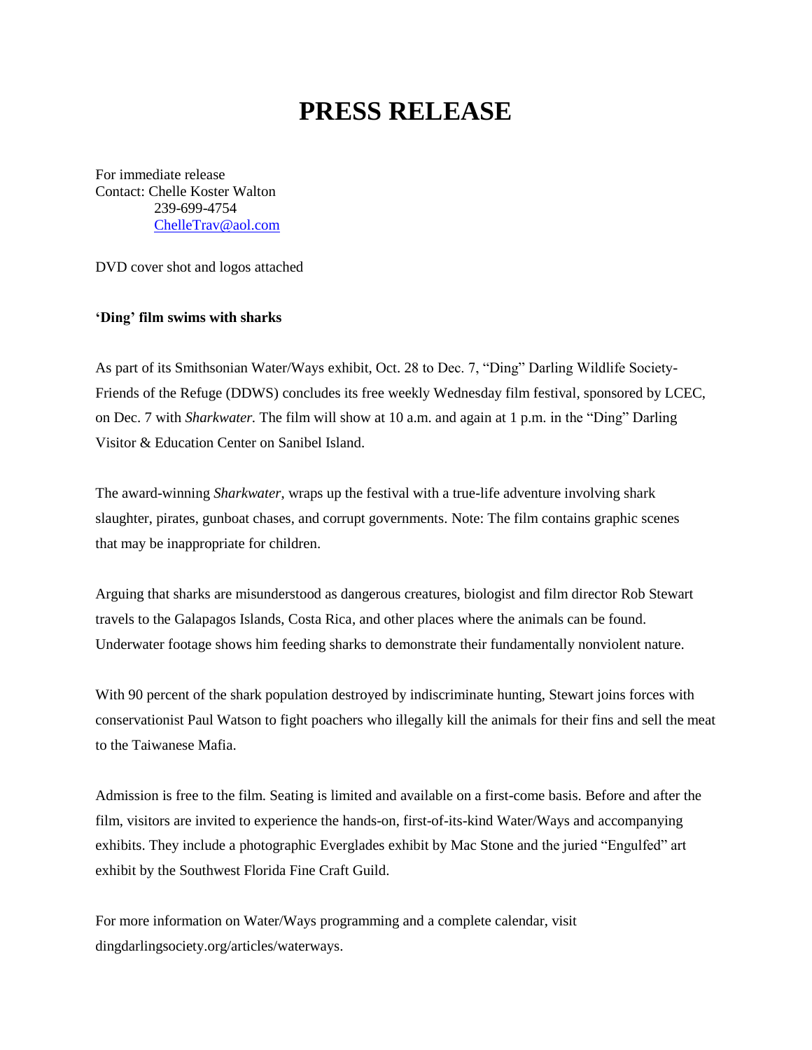# PRESS RELEASE

For immediate release
Contact: Chelle Koster Walton
239-699-4754
ChelleTrav@aol.com

DVD cover shot and logos attached

**'Ding' film swims with sharks**

As part of its Smithsonian Water/Ways exhibit, Oct. 28 to Dec. 7, "Ding" Darling Wildlife Society-Friends of the Refuge (DDWS) concludes its free weekly Wednesday film festival, sponsored by LCEC, on Dec. 7 with *Sharkwater.* The film will show at 10 a.m. and again at 1 p.m. in the "Ding" Darling Visitor & Education Center on Sanibel Island.

The award-winning *Sharkwater*, wraps up the festival with a true-life adventure involving shark slaughter, pirates, gunboat chases, and corrupt governments. Note: The film contains graphic scenes that may be inappropriate for children.

Arguing that sharks are misunderstood as dangerous creatures, biologist and film director Rob Stewart travels to the Galapagos Islands, Costa Rica, and other places where the animals can be found. Underwater footage shows him feeding sharks to demonstrate their fundamentally nonviolent nature.

With 90 percent of the shark population destroyed by indiscriminate hunting, Stewart joins forces with conservationist Paul Watson to fight poachers who illegally kill the animals for their fins and sell the meat to the Taiwanese Mafia.

Admission is free to the film. Seating is limited and available on a first-come basis. Before and after the film, visitors are invited to experience the hands-on, first-of-its-kind Water/Ways and accompanying exhibits. They include a photographic Everglades exhibit by Mac Stone and the juried "Engulfed" art exhibit by the Southwest Florida Fine Craft Guild.

For more information on Water/Ways programming and a complete calendar, visit dingdarlingsociety.org/articles/waterways.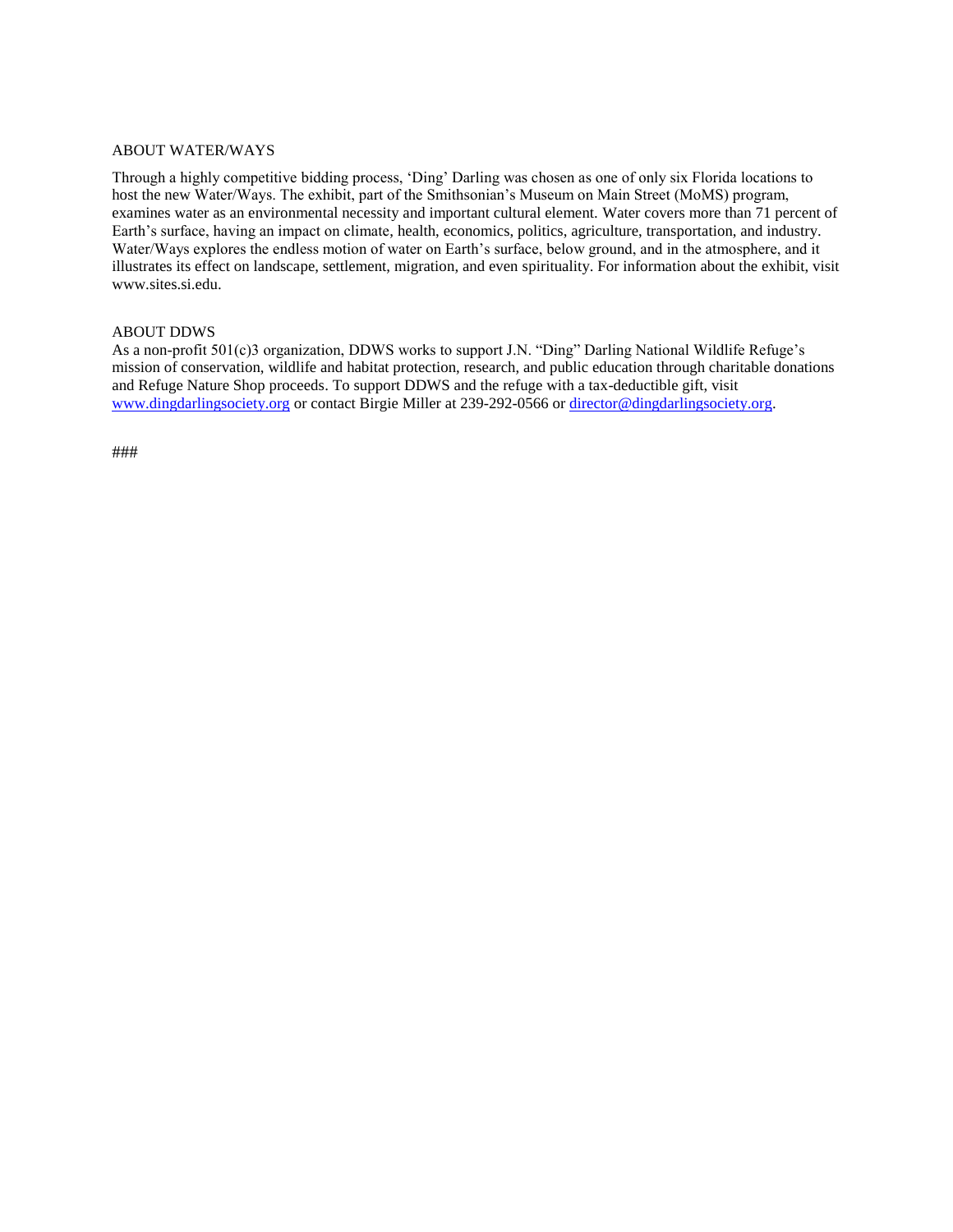## ABOUT WATER/WAYS

Through a highly competitive bidding process, 'Ding' Darling was chosen as one of only six Florida locations to host the new Water/Ways. The exhibit, part of the Smithsonian's Museum on Main Street (MoMS) program, examines water as an environmental necessity and important cultural element. Water covers more than 71 percent of Earth's surface, having an impact on climate, health, economics, politics, agriculture, transportation, and industry. Water/Ways explores the endless motion of water on Earth's surface, below ground, and in the atmosphere, and it illustrates its effect on landscape, settlement, migration, and even spirituality. For information about the exhibit, visit www.sites.si.edu.

## ABOUT DDWS

As a non-profit 501(c)3 organization, DDWS works to support J.N. "Ding" Darling National Wildlife Refuge's mission of conservation, wildlife and habitat protection, research, and public education through charitable donations and Refuge Nature Shop proceeds. To support DDWS and the refuge with a tax-deductible gift, visit [www.dingdarlingsociety.org](http://www.dingdarlingsociety.org) or contact Birgie Miller at 239-292-0566 or [director@dingdarlingsociety.org](mailto:director@dingdarlingsociety.org).

###